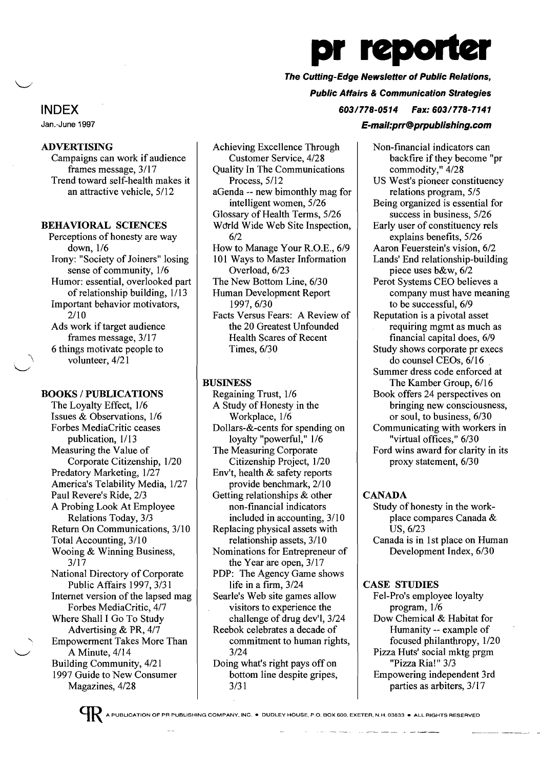# pr reporter

***The Cutting-Edge Newsletter of Public Relations, Public Affairs & Communication Strategies***

***603/778-0514 Fax: 603/778-7141***

***E-mail:prr@prpublishing.com***

## INDEX

Jan.-June 1997

### ADVERTISING

- Campaigns can work if audience frames message, 3/17
- Trend toward self-health makes it an attractive vehicle, 5/12

### BEHAVIORAL SCIENCES

- Perceptions of honesty are way down, 1/6
- Irony: "Society of Joiners" losing sense of community, 1/6
- Humor: essential, overlooked part of relationship building, 1/13
- Important behavior motivators, 2/10
- Ads work if target audience frames message, 3/17
- 6 things motivate people to volunteer, 4/21

### BOOKS / PUBLICATIONS

- The Loyalty Effect, 1/6
- Issues & Observations, 1/6
- Forbes MediaCritic ceases publication, 1/13
- Measuring the Value of Corporate Citizenship, 1/20
- Predatory Marketing, 1/27
- America's Telability Media, 1/27
- Paul Revere's Ride, 2/3
- A Probing Look At Employee Relations Today, 3/3
- Return On Communications, 3/10
- Total Accounting, 3/10
- Wooing & Winning Business, 3/17
- National Directory of Corporate Public Affairs 1997, 3/31
- Internet version of the lapsed mag Forbes MediaCritic, 4/7
- Where Shall I Go To Study Advertising & PR, 4/7
- Empowerment Takes More Than A Minute, 4/14
- Building Community, 4/21
- 1997 Guide to New Consumer Magazines, 4/28
- Achieving Excellence Through Customer Service, 4/28
- Quality In The Communications Process, 5/12
- aGenda -- new bimonthly mag for intelligent women, 5/26
- Glossary of Health Terms, 5/26
- World Wide Web Site Inspection, 6/2
- How to Manage Your R.O.E., 6/9
- 101 Ways to Master Information Overload, 6/23
- The New Bottom Line, 6/30
- Human Development Report 1997, 6/30
- Facts Versus Fears: A Review of the 20 Greatest Unfounded Health Scares of Recent Times, 6/30

### BUSINESS

- Regaining Trust, 1/6
- A Study of Honesty in the Workplace, 1/6
- Dollars-&-cents for spending on loyalty "powerful," 1/6
- The Measuring Corporate Citizenship Project, 1/20
- Env't, health & safety reports provide benchmark, 2/10
- Getting relationships & other non-financial indicators included in accounting, 3/10
- Replacing physical assets with relationship assets, 3/10
- Nominations for Entrepreneur of the Year are open, 3/17
- PDP: The Agency Game shows life in a firm, 3/24
- Searle's Web site games allow visitors to experience the challenge of drug dev'l, 3/24
- Reebok celebrates a decade of commitment to human rights, 3/24
- Doing what's right pays off on bottom line despite gripes, 3/31
- Non-financial indicators can backfire if they become "pr commodity," 4/28
- US West's pioneer constituency relations program, 5/5
- Being organized is essential for success in business, 5/26
- Early user of constituency rels explains benefits, 5/26
- Aaron Feuerstein's vision, 6/2
- Lands' End relationship-building piece uses b&w, 6/2
- Perot Systems CEO believes a company must have meaning to be successful, 6/9
- Reputation is a pivotal asset requiring mgmt as much as financial capital does, 6/9
- Study shows corporate pr execs do counsel CEOs, 6/16
- Summer dress code enforced at The Kamber Group, 6/16
- Book offers 24 perspectives on bringing new consciousness, or soul, to business, 6/30
- Communicating with workers in "virtual offices," 6/30
- Ford wins award for clarity in its proxy statement, 6/30

### CANADA

- Study of honesty in the workplace compares Canada & US, 6/23
- Canada is in 1st place on Human Development Index, 6/30

### CASE STUDIES

- Fel-Pro's employee loyalty program, 1/6
- Dow Chemical & Habitat for Humanity -- example of focused philanthropy, 1/20
- Pizza Huts' social mktg prgm "Pizza Ria!" 3/3
- Empowering independent 3rd parties as arbiters, 3/17

A PUBLICATION OF PR PUBLISHING COMPANY, INC. • DUDLEY HOUSE, P.O. BOX 600, EXETER, N.H. 03833 • ALL RIGHTS RESERVED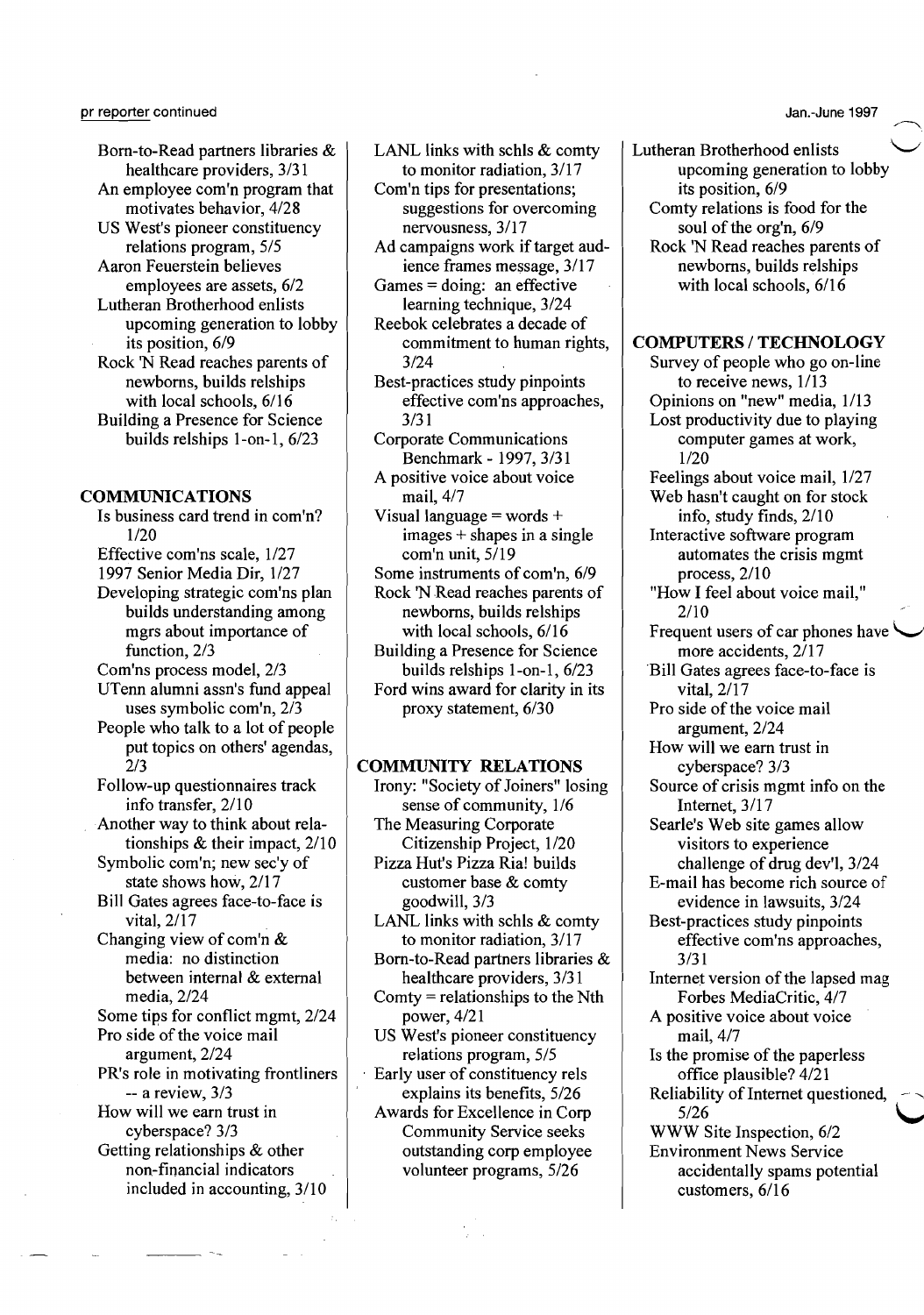Born-to-Read partners libraries & healthcare providers, 3/31

An employee com'n program that motivates behavior, 4/28

US West's pioneer constituency relations program, 5/5

Aaron Feuerstein believes employees are assets, 6/2

Lutheran Brotherhood enlists upcoming generation to lobby its position, 6/9

Rock 'N Read reaches parents of newborns, builds relships with local schools, 6/16

Building a Presence for Science builds relships 1-on-1, 6/23

## COMMUNICATIONS

Is business card trend in com'n? 1/20

Effective com'ns scale, 1/27

1997 Senior Media Dir, 1/27

Developing strategic com'ns plan builds understanding among mgrs about importance of function, 2/3

Com'ns process model, 2/3

UTenn alumni assn's fund appeal uses symbolic com'n, 2/3

People who talk to a lot of people put topics on others' agendas, 2/3

Follow-up questionnaires track info transfer, 2/10

Another way to think about relationships & their impact, 2/10

Symbolic com'n; new sec'y of state shows how, 2/17

Bill Gates agrees face-to-face is vital, 2/17

Changing view of com'n & media: no distinction between internal & external media, 2/24

Some tips for conflict mgmt, 2/24

Pro side of the voice mail argument, 2/24

PR's role in motivating frontliners -- a review, 3/3

How will we earn trust in cyberspace? 3/3

Getting relationships & other non-financial indicators included in accounting, 3/10

LANL links with schls & comty to monitor radiation, 3/17

Com'n tips for presentations; suggestions for overcoming nervousness, 3/17

Ad campaigns work if target audience frames message, 3/17

Games = doing: an effective learning technique, 3/24

Reebok celebrates a decade of commitment to human rights, 3/24

Best-practices study pinpoints effective com'ns approaches, 3/31

Corporate Communications Benchmark - 1997, 3/31

A positive voice about voice mail, 4/7

Visual language = words + images + shapes in a single com'n unit, 5/19

Some instruments of com'n, 6/9

Rock 'N Read reaches parents of newborns, builds relships with local schools, 6/16

Building a Presence for Science builds relships 1-on-1, 6/23

Ford wins award for clarity in its proxy statement, 6/30

## COMMUNITY RELATIONS

Irony: "Society of Joiners" losing sense of community, 1/6

The Measuring Corporate Citizenship Project, 1/20

Pizza Hut's Pizza Ria! builds customer base & comty goodwill, 3/3

LANL links with schls & comty to monitor radiation, 3/17

Born-to-Read partners libraries & healthcare providers, 3/31

Comty = relationships to the Nth power, 4/21

US West's pioneer constituency relations program, 5/5

Early user of constituency rels explains its benefits, 5/26

Awards for Excellence in Corp Community Service seeks outstanding corp employee volunteer programs, 5/26

Lutheran Brotherhood enlists upcoming generation to lobby its position, 6/9

Comty relations is food for the soul of the org'n, 6/9

Rock 'N Read reaches parents of newborns, builds relships with local schools, 6/16

## COMPUTERS / TECHNOLOGY

Survey of people who go on-line to receive news, 1/13

Opinions on "new" media, 1/13

Lost productivity due to playing computer games at work, 1/20

Feelings about voice mail, 1/27

Web hasn't caught on for stock info, study finds, 2/10

Interactive software program automates the crisis mgmt process, 2/10

"How I feel about voice mail," 2/10

Frequent users of car phones have more accidents, 2/17

Bill Gates agrees face-to-face is vital, 2/17

Pro side of the voice mail argument, 2/24

How will we earn trust in cyberspace? 3/3

Source of crisis mgmt info on the Internet, 3/17

Searle's Web site games allow visitors to experience challenge of drug dev'l, 3/24

E-mail has become rich source of evidence in lawsuits, 3/24

Best-practices study pinpoints effective com'ns approaches, 3/31

Internet version of the lapsed mag Forbes MediaCritic, 4/7

A positive voice about voice mail, 4/7

Is the promise of the paperless office plausible? 4/21

Reliability of Internet questioned, 5/26

WWW Site Inspection, 6/2

Environment News Service accidentally spams potential customers, 6/16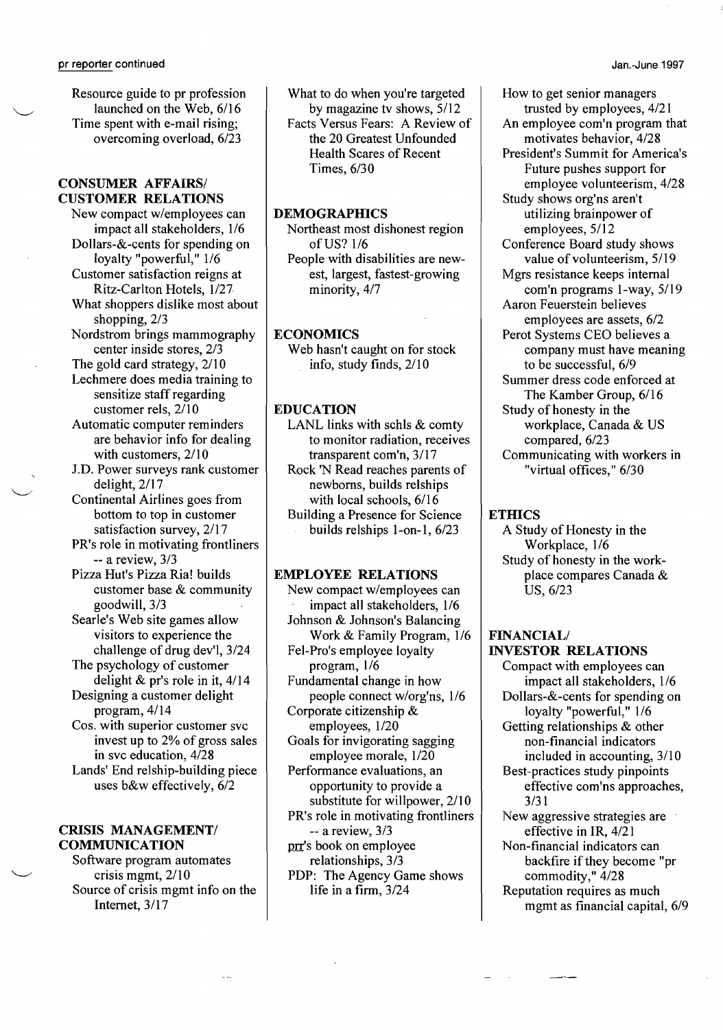Resource guide to pr profession launched on the Web, 6/16
Time spent with e-mail rising; overcoming overload, 6/23

## CONSUMER AFFAIRS/ CUSTOMER RELATIONS

New compact w/employees can impact all stakeholders, 1/6
Dollars-&-cents for spending on loyalty "powerful," 1/6
Customer satisfaction reigns at Ritz-Carlton Hotels, 1/27
What shoppers dislike most about shopping, 2/3
Nordstrom brings mammography center inside stores, 2/3
The gold card strategy, 2/10
Lechmere does media training to sensitize staff regarding customer rels, 2/10
Automatic computer reminders are behavior info for dealing with customers, 2/10
J.D. Power surveys rank customer delight, 2/17
Continental Airlines goes from bottom to top in customer satisfaction survey, 2/17
PR's role in motivating frontliners -- a review, 3/3
Pizza Hut's Pizza Ria! builds customer base & community goodwill, 3/3
Searle's Web site games allow visitors to experience the challenge of drug dev'l, 3/24
The psychology of customer delight & pr's role in it, 4/14
Designing a customer delight program, 4/14
Cos. with superior customer svc invest up to 2% of gross sales in svc education, 4/28
Lands' End relship-building piece uses b&w effectively, 6/2

## CRISIS MANAGEMENT/ COMMUNICATION

Software program automates crisis mgmt, 2/10
Source of crisis mgmt info on the Internet, 3/17
What to do when you're targeted by magazine tv shows, 5/12
Facts Versus Fears: A Review of the 20 Greatest Unfounded Health Scares of Recent Times, 6/30

## DEMOGRAPHICS

Northeast most dishonest region of US? 1/6
People with disabilities are newest, largest, fastest-growing minority, 4/7

## ECONOMICS

Web hasn't caught on for stock info, study finds, 2/10

## EDUCATION

LANL links with schls & comty to monitor radiation, receives transparent com'n, 3/17
Rock 'N Read reaches parents of newborns, builds relships with local schools, 6/16
Building a Presence for Science builds relships 1-on-1, 6/23

## EMPLOYEE RELATIONS

New compact w/employees can impact all stakeholders, 1/6
Johnson & Johnson's Balancing Work & Family Program, 1/6
Fel-Pro's employee loyalty program, 1/6
Fundamental change in how people connect w/org'ns, 1/6
Corporate citizenship & employees, 1/20
Goals for invigorating sagging employee morale, 1/20
Performance evaluations, an opportunity to provide a substitute for willpower, 2/10
PR's role in motivating frontliners -- a review, 3/3
prr's book on employee relationships, 3/3
PDP: The Agency Game shows life in a firm, 3/24
How to get senior managers trusted by employees, 4/21
An employee com'n program that motivates behavior, 4/28
President's Summit for America's Future pushes support for employee volunteerism, 4/28
Study shows org'ns aren't utilizing brainpower of employees, 5/12
Conference Board study shows value of volunteerism, 5/19
Mgrs resistance keeps internal com'n programs 1-way, 5/19
Aaron Feuerstein believes employees are assets, 6/2
Perot Systems CEO believes a company must have meaning to be successful, 6/9
Summer dress code enforced at The Kamber Group, 6/16
Study of honesty in the workplace, Canada & US compared, 6/23
Communicating with workers in "virtual offices," 6/30

## ETHICS

A Study of Honesty in the Workplace, 1/6
Study of honesty in the workplace compares Canada & US, 6/23

## FINANCIAL/ INVESTOR RELATIONS

Compact with employees can impact all stakeholders, 1/6
Dollars-&-cents for spending on loyalty "powerful," 1/6
Getting relationships & other non-financial indicators included in accounting, 3/10
Best-practices study pinpoints effective com'ns approaches, 3/31
New aggressive strategies are effective in IR, 4/21
Non-financial indicators can backfire if they become "pr commodity," 4/28
Reputation requires as much mgmt as financial capital, 6/9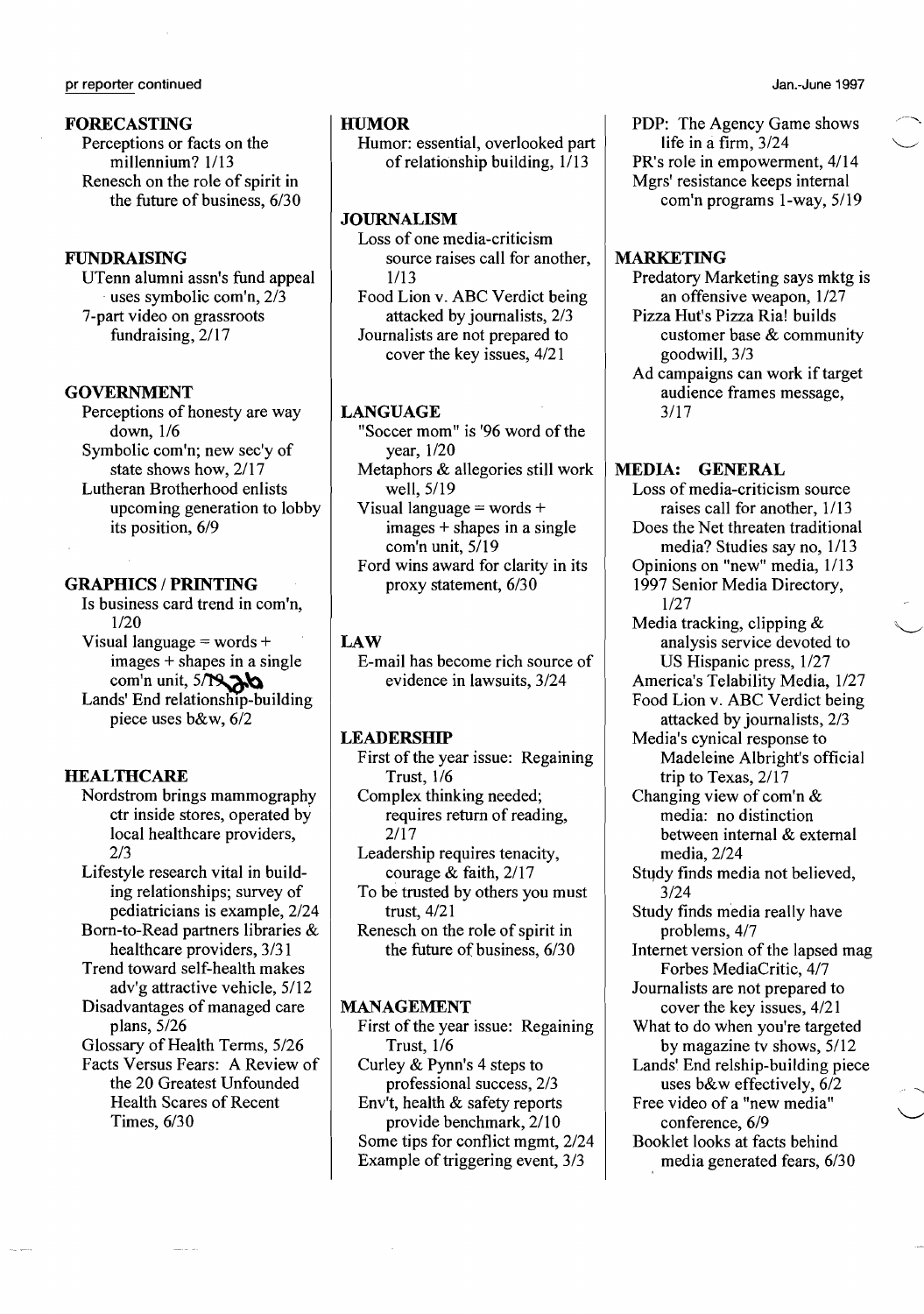## FORECASTING

Perceptions or facts on the millennium? 1/13

Renesch on the role of spirit in the future of business, 6/30

## FUNDRAISING

UTenn alumni assn's fund appeal uses symbolic com'n, 2/3

7-part video on grassroots fundraising, 2/17

## GOVERNMENT

Perceptions of honesty are way down, 1/6

Symbolic com'n; new sec'y of state shows how, 2/17

Lutheran Brotherhood enlists upcoming generation to lobby its position, 6/9

## GRAPHICS / PRINTING

Is business card trend in com'n, 1/20

Visual language = words + images + shapes in a single com'n unit, 5/19 26

Lands' End relationship-building piece uses b&w, 6/2

## HEALTHCARE

Nordstrom brings mammography ctr inside stores, operated by local healthcare providers, 2/3

Lifestyle research vital in building relationships; survey of pediatricians is example, 2/24

Born-to-Read partners libraries & healthcare providers, 3/31

Trend toward self-health makes adv'g attractive vehicle, 5/12

Disadvantages of managed care plans, 5/26

Glossary of Health Terms, 5/26

Facts Versus Fears: A Review of the 20 Greatest Unfounded Health Scares of Recent Times, 6/30

## HUMOR

Humor: essential, overlooked part of relationship building, 1/13

## JOURNALISM

Loss of one media-criticism source raises call for another, 1/13

Food Lion v. ABC Verdict being attacked by journalists, 2/3

Journalists are not prepared to cover the key issues, 4/21

## LANGUAGE

"Soccer mom" is '96 word of the year, 1/20

Metaphors & allegories still work well, 5/19

Visual language = words + images + shapes in a single com'n unit, 5/19

Ford wins award for clarity in its proxy statement, 6/30

## LAW

E-mail has become rich source of evidence in lawsuits, 3/24

## LEADERSHIP

First of the year issue: Regaining Trust, 1/6

Complex thinking needed; requires return of reading, 2/17

Leadership requires tenacity, courage & faith, 2/17

To be trusted by others you must trust, 4/21

Renesch on the role of spirit in the future of business, 6/30

## MANAGEMENT

First of the year issue: Regaining Trust, 1/6

Curley & Pynn's 4 steps to professional success, 2/3

Env't, health & safety reports provide benchmark, 2/10

Some tips for conflict mgmt, 2/24

Example of triggering event, 3/3

PDP: The Agency Game shows life in a firm, 3/24

PR's role in empowerment, 4/14

Mgrs' resistance keeps internal com'n programs 1-way, 5/19

## MARKETING

Predatory Marketing says mktg is an offensive weapon, 1/27

Pizza Hut's Pizza Ria! builds customer base & community goodwill, 3/3

Ad campaigns can work if target audience frames message, 3/17

## MEDIA: GENERAL

Loss of media-criticism source raises call for another, 1/13

Does the Net threaten traditional media? Studies say no, 1/13

Opinions on "new" media, 1/13

1997 Senior Media Directory, 1/27

Media tracking, clipping & analysis service devoted to US Hispanic press, 1/27

America's Telability Media, 1/27

Food Lion v. ABC Verdict being attacked by journalists, 2/3

Media's cynical response to Madeleine Albright's official trip to Texas, 2/17

Changing view of com'n & media: no distinction between internal & external media, 2/24

Study finds media not believed, 3/24

Study finds media really have problems, 4/7

Internet version of the lapsed mag Forbes MediaCritic, 4/7

Journalists are not prepared to cover the key issues, 4/21

What to do when you're targeted by magazine tv shows, 5/12

Lands' End relship-building piece uses b&w effectively, 6/2

Free video of a "new media" conference, 6/9

Booklet looks at facts behind media generated fears, 6/30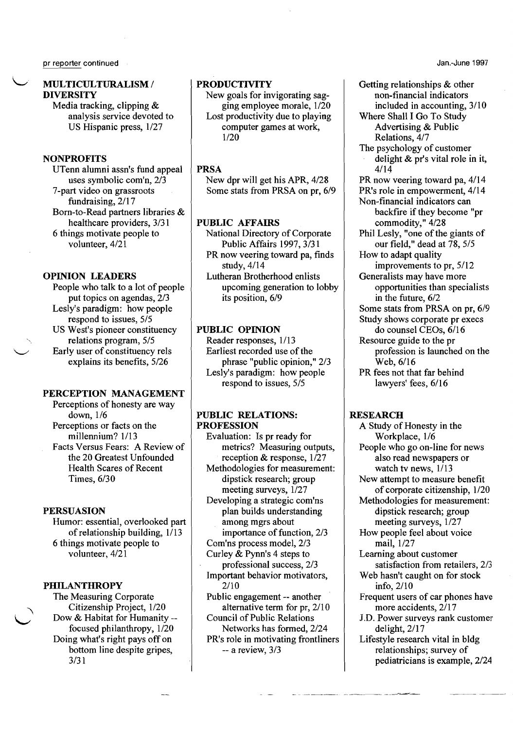## MULTICULTURALISM / DIVERSITY

- Media tracking, clipping & analysis service devoted to US Hispanic press, 1/27

## NONPROFITS

- UTenn alumni assn's fund appeal uses symbolic com'n, 2/3
- 7-part video on grassroots fundraising, 2/17
- Born-to-Read partners libraries & healthcare providers, 3/31
- 6 things motivate people to volunteer, 4/21

## OPINION LEADERS

- People who talk to a lot of people put topics on agendas, 2/3
- Lesly's paradigm: how people respond to issues, 5/5
- US West's pioneer constituency relations program, 5/5
- Early user of constituency rels explains its benefits, 5/26

## PERCEPTION MANAGEMENT

- Perceptions of honesty are way down, 1/6
- Perceptions or facts on the millennium? 1/13
- Facts Versus Fears: A Review of the 20 Greatest Unfounded Health Scares of Recent Times, 6/30

## PERSUASION

- Humor: essential, overlooked part of relationship building, 1/13
- 6 things motivate people to volunteer, 4/21

## PHILANTHROPY

- The Measuring Corporate Citizenship Project, 1/20
- Dow & Habitat for Humanity -- focused philanthropy, 1/20
- Doing what's right pays off on bottom line despite gripes, 3/31

## PRODUCTIVITY

- New goals for invigorating sagging employee morale, 1/20
- Lost productivity due to playing computer games at work, 1/20

## PRSA

- New dpr will get his APR, 4/28
- Some stats from PRSA on pr, 6/9

## PUBLIC AFFAIRS

- National Directory of Corporate Public Affairs 1997, 3/31
- PR now veering toward pa, finds study, 4/14
- Lutheran Brotherhood enlists upcoming generation to lobby its position, 6/9

## PUBLIC OPINION

- Reader responses, 1/13
- Earliest recorded use of the phrase "public opinion," 2/3
- Lesly's paradigm: how people respond to issues, 5/5

## PUBLIC RELATIONS: PROFESSION

- Evaluation: Is pr ready for metrics? Measuring outputs, reception & response, 1/27
- Methodologies for measurement: dipstick research; group meeting surveys, 1/27
- Developing a strategic com'ns plan builds understanding among mgrs about importance of function, 2/3
- Com'ns process model, 2/3
- Curley & Pynn's 4 steps to professional success, 2/3
- Important behavior motivators, 2/10
- Public engagement -- another alternative term for pr, 2/10
- Council of Public Relations Networks has formed, 2/24
- PR's role in motivating frontliners -- a review, 3/3
- Getting relationships & other non-financial indicators included in accounting, 3/10
- Where Shall I Go To Study Advertising & Public Relations, 4/7
- The psychology of customer delight & pr's vital role in it, 4/14
- PR now veering toward pa, 4/14
- PR's role in empowerment, 4/14
- Non-financial indicators can backfire if they become "pr commodity," 4/28
- Phil Lesly, "one of the giants of our field," dead at 78, 5/5
- How to adapt quality improvements to pr, 5/12
- Generalists may have more opportunities than specialists in the future, 6/2
- Some stats from PRSA on pr, 6/9
- Study shows corporate pr execs do counsel CEOs, 6/16
- Resource guide to the pr profession is launched on the Web, 6/16
- PR fees not that far behind lawyers' fees, 6/16

## RESEARCH

- A Study of Honesty in the Workplace, 1/6
- People who go on-line for news also read newspapers or watch tv news, 1/13
- New attempt to measure benefit of corporate citizenship, 1/20
- Methodologies for measurement: dipstick research; group meeting surveys, 1/27
- How people feel about voice mail, 1/27
- Learning about customer satisfaction from retailers, 2/3
- Web hasn't caught on for stock info, 2/10
- Frequent users of car phones have more accidents, 2/17
- J.D. Power surveys rank customer delight, 2/17
- Lifestyle research vital in bldg relationships; survey of pediatricians is example, 2/24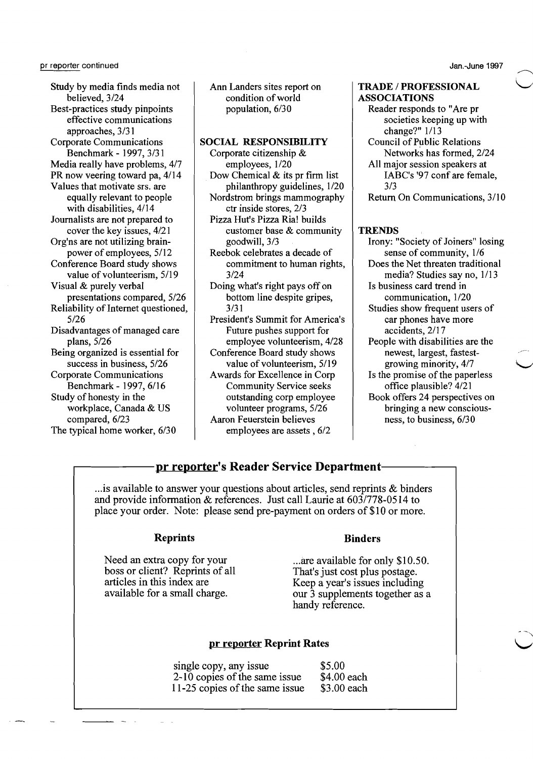Study by media finds media not believed, 3/24

Best-practices study pinpoints effective communications approaches, 3/31

Corporate Communications Benchmark - 1997, 3/31

Media really have problems, 4/7

PR now veering toward pa, 4/14

Values that motivate srs. are equally relevant to people with disabilities, 4/14

Journalists are not prepared to cover the key issues, 4/21

Org'ns are not utilizing brain-power of employees, 5/12

Conference Board study shows value of volunteerism, 5/19

Visual & purely verbal presentations compared, 5/26

Reliability of Internet questioned, 5/26

Disadvantages of managed care plans, 5/26

Being organized is essential for success in business, 5/26

Corporate Communications Benchmark - 1997, 6/16

Study of honesty in the workplace, Canada & US compared, 6/23

The typical home worker, 6/30

Ann Landers sites report on condition of world population, 6/30

**SOCIAL RESPONSIBILITY**

Corporate citizenship & employees, 1/20

Dow Chemical & its pr firm list philanthropy guidelines, 1/20

Nordstrom brings mammography ctr inside stores, 2/3

Pizza Hut's Pizza Ria! builds customer base & community goodwill, 3/3

Reebok celebrates a decade of commitment to human rights, 3/24

Doing what's right pays off on bottom line despite gripes, 3/31

President's Summit for America's Future pushes support for employee volunteerism, 4/28

Conference Board study shows value of volunteerism, 5/19

Awards for Excellence in Corp Community Service seeks outstanding corp employee volunteer programs, 5/26

Aaron Feuerstein believes employees are assets , 6/2

**TRADE / PROFESSIONAL ASSOCIATIONS**

Reader responds to "Are pr societies keeping up with change?" 1/13

Council of Public Relations Networks has formed, 2/24

All major session speakers at IABC's '97 conf are female, 3/3

Return On Communications, 3/10

**TRENDS**

Irony: "Society of Joiners" losing sense of community, 1/6

Does the Net threaten traditional media? Studies say no, 1/13

Is business card trend in communication, 1/20

Studies show frequent users of car phones have more accidents, 2/17

People with disabilities are the newest, largest, fastest-growing minority, 4/7

Is the promise of the paperless office plausible? 4/21

Book offers 24 perspectives on bringing a new consciousness, to business, 6/30

## pr reporter's Reader Service Department

...is available to answer your questions about articles, send reprints & binders and provide information & references. Just call Laurie at 603/778-0514 to place your order. Note: please send pre-payment on orders of $10 or more.

**Reprints**

Need an extra copy for your boss or client? Reprints of all articles in this index are available for a small charge.

**Binders**

...are available for only $10.50. That's just cost plus postage. Keep a year's issues including our 3 supplements together as a handy reference.

**pr reporter Reprint Rates**

| | |
|---|---|
| single copy, any issue | $5.00 |
| 2-10 copies of the same issue | $4.00 each |
| 11-25 copies of the same issue | $3.00 each |